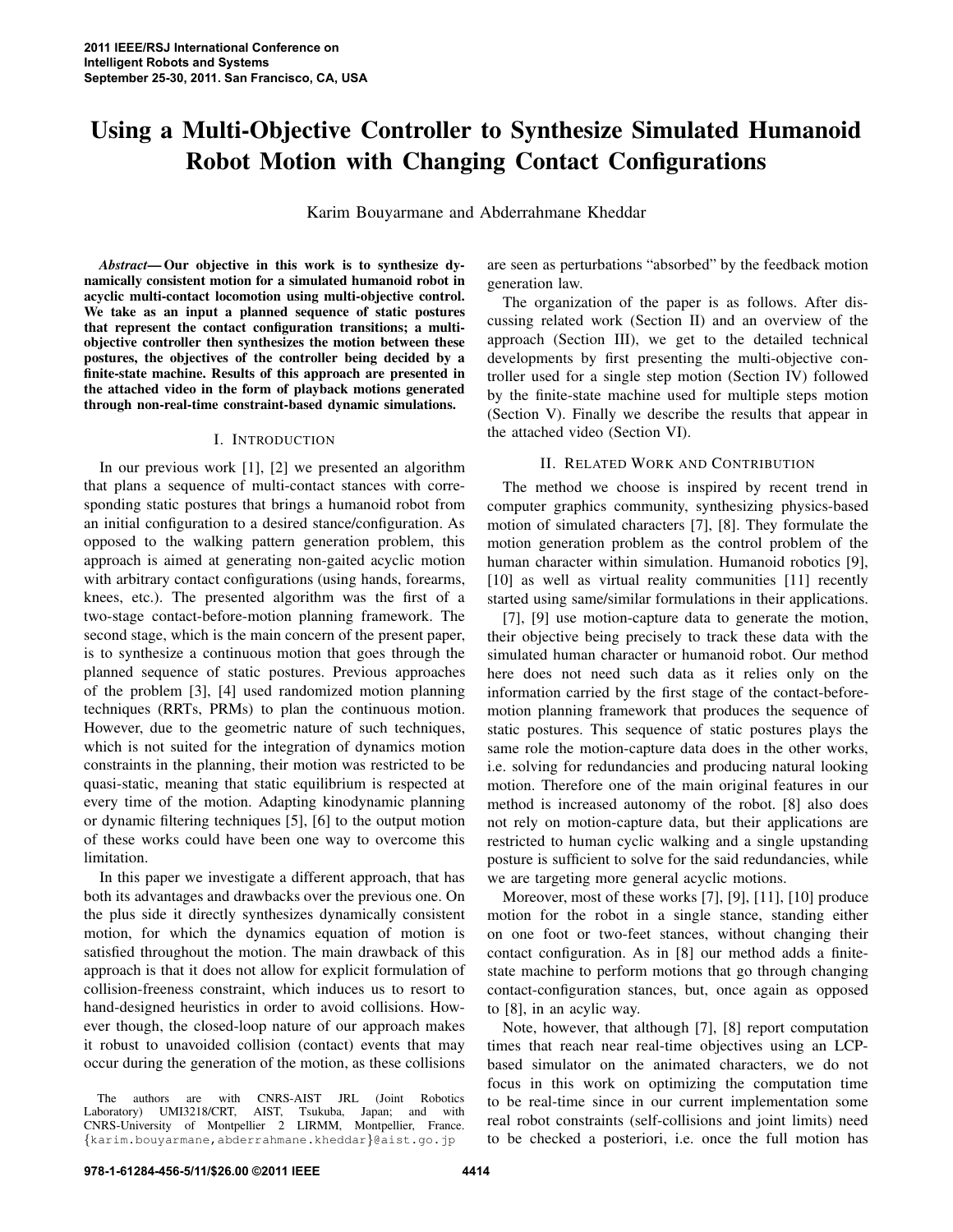# Using a Multi-Objective Controller to Synthesize Simulated Humanoid Robot Motion with Changing Contact Configurations

Karim Bouyarmane and Abderrahmane Kheddar

***Abstract*— Our objective in this work is to synthesize dynamically consistent motion for a simulated humanoid robot in acyclic multi-contact locomotion using multi-objective control. We take as an input a planned sequence of static postures that represent the contact configuration transitions; a multi-objective controller then synthesizes the motion between these postures, the objectives of the controller being decided by a finite-state machine. Results of this approach are presented in the attached video in the form of playback motions generated through non-real-time constraint-based dynamic simulations.**

## I. Introduction

In our previous work [1], [2] we presented an algorithm that plans a sequence of multi-contact stances with corresponding static postures that brings a humanoid robot from an initial configuration to a desired stance/configuration. As opposed to the walking pattern generation problem, this approach is aimed at generating non-gaited acyclic motion with arbitrary contact configurations (using hands, forearms, knees, etc.). The presented algorithm was the first of a two-stage contact-before-motion planning framework. The second stage, which is the main concern of the present paper, is to synthesize a continuous motion that goes through the planned sequence of static postures. Previous approaches of the problem [3], [4] used randomized motion planning techniques (RRTs, PRMs) to plan the continuous motion. However, due to the geometric nature of such techniques, which is not suited for the integration of dynamics motion constraints in the planning, their motion was restricted to be quasi-static, meaning that static equilibrium is respected at every time of the motion. Adapting kinodynamic planning or dynamic filtering techniques [5], [6] to the output motion of these works could have been one way to overcome this limitation.

In this paper we investigate a different approach, that has both its advantages and drawbacks over the previous one. On the plus side it directly synthesizes dynamically consistent motion, for which the dynamics equation of motion is satisfied throughout the motion. The main drawback of this approach is that it does not allow for explicit formulation of collision-freeness constraint, which induces us to resort to hand-designed heuristics in order to avoid collisions. However though, the closed-loop nature of our approach makes it robust to unavoided collision (contact) events that may occur during the generation of the motion, as these collisions are seen as perturbations "absorbed" by the feedback motion generation law.

The organization of the paper is as follows. After discussing related work (Section II) and an overview of the approach (Section III), we get to the detailed technical developments by first presenting the multi-objective controller used for a single step motion (Section IV) followed by the finite-state machine used for multiple steps motion (Section V). Finally we describe the results that appear in the attached video (Section VI).

## II. Related Work and Contribution

The method we choose is inspired by recent trend in computer graphics community, synthesizing physics-based motion of simulated characters [7], [8]. They formulate the motion generation problem as the control problem of the human character within simulation. Humanoid robotics [9], [10] as well as virtual reality communities [11] recently started using same/similar formulations in their applications.

[7], [9] use motion-capture data to generate the motion, their objective being precisely to track these data with the simulated human character or humanoid robot. Our method here does not need such data as it relies only on the information carried by the first stage of the contact-before-motion planning framework that produces the sequence of static postures. This sequence of static postures plays the same role the motion-capture data does in the other works, i.e. solving for redundancies and producing natural looking motion. Therefore one of the main original features in our method is increased autonomy of the robot. [8] also does not rely on motion-capture data, but their applications are restricted to human cyclic walking and a single upstanding posture is sufficient to solve for the said redundancies, while we are targeting more general acyclic motions.

Moreover, most of these works [7], [9], [11], [10] produce motion for the robot in a single stance, standing either on one foot or two-feet stances, without changing their contact configuration. As in [8] our method adds a finite-state machine to perform motions that go through changing contact-configuration stances, but, once again as opposed to [8], in an acylic way.

Note, however, that although [7], [8] report computation times that reach near real-time objectives using an LCP-based simulator on the animated characters, we do not focus in this work on optimizing the computation time to be real-time since in our current implementation some real robot constraints (self-collisions and joint limits) need to be checked a posteriori, i.e. once the full motion has

The authors are with CNRS-AIST JRL (Joint Robotics Laboratory) UMI3218/CRT, AIST, Tsukuba, Japan; and with CNRS-University of Montpellier 2 LIRMM, Montpellier, France. {karim.bouyarmane,abderrahmane.kheddar}@aist.go.jp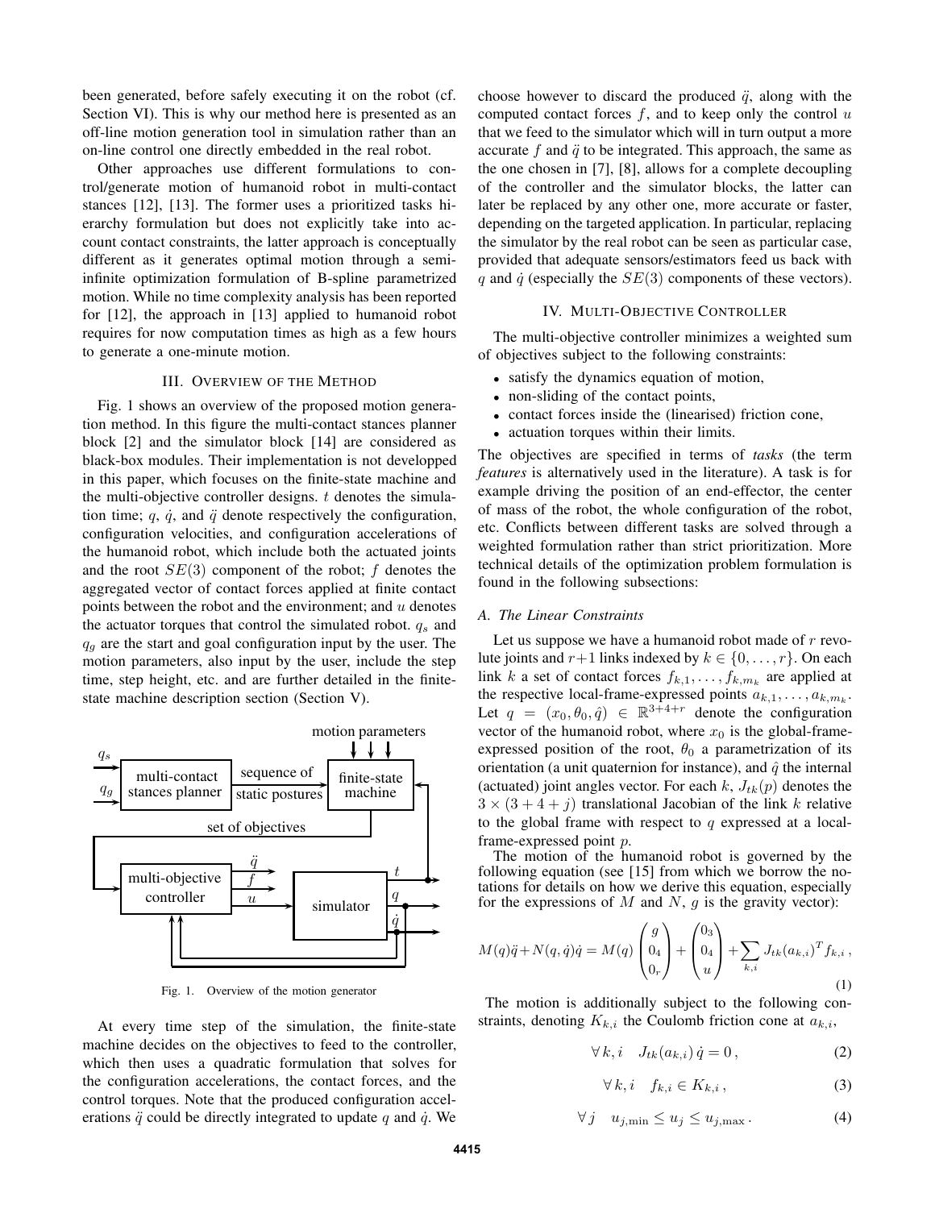been generated, before safely executing it on the robot (cf. Section VI). This is why our method here is presented as an off-line motion generation tool in simulation rather than an on-line control one directly embedded in the real robot.

Other approaches use different formulations to control/generate motion of humanoid robot in multi-contact stances [12], [13]. The former uses a prioritized tasks hierarchy formulation but does not explicitly take into account contact constraints, the latter approach is conceptually different as it generates optimal motion through a semi-infinite optimization formulation of B-spline parametrized motion. While no time complexity analysis has been reported for [12], the approach in [13] applied to humanoid robot requires for now computation times as high as a few hours to generate a one-minute motion.

## III. Overview of the Method

Fig. 1 shows an overview of the proposed motion generation method. In this figure the multi-contact stances planner block [2] and the simulator block [14] are considered as black-box modules. Their implementation is not developped in this paper, which focuses on the finite-state machine and the multi-objective controller designs. $t$ denotes the simulation time; $q$, $\dot{q}$, and $\ddot{q}$ denote respectively the configuration, configuration velocities, and configuration accelerations of the humanoid robot, which include both the actuated joints and the root $SE(3)$ component of the robot; $f$ denotes the aggregated vector of contact forces applied at finite contact points between the robot and the environment; and $u$ denotes the actuator torques that control the simulated robot. $q_s$ and $q_g$ are the start and goal configuration input by the user. The motion parameters, also input by the user, include the step time, step height, etc. and are further detailed in the finite-state machine description section (Section V).

Fig. 1. Overview of the motion generator

At every time step of the simulation, the finite-state machine decides on the objectives to feed to the controller, which then uses a quadratic formulation that solves for the configuration accelerations, the contact forces, and the control torques. Note that the produced configuration accelerations $\ddot{q}$ could be directly integrated to update $q$ and $\dot{q}$. We choose however to discard the produced $\ddot{q}$, along with the computed contact forces $f$, and to keep only the control $u$ that we feed to the simulator which will in turn output a more accurate $f$ and $\ddot{q}$ to be integrated. This approach, the same as the one chosen in [7], [8], allows for a complete decoupling of the controller and the simulator blocks, the latter can later be replaced by any other one, more accurate or faster, depending on the targeted application. In particular, replacing the simulator by the real robot can be seen as particular case, provided that adequate sensors/estimators feed us back with $q$ and $\dot{q}$ (especially the $SE(3)$ components of these vectors).

## IV. Multi-Objective Controller

The multi-objective controller minimizes a weighted sum of objectives subject to the following constraints:

- satisfy the dynamics equation of motion,
- non-sliding of the contact points,
- contact forces inside the (linearised) friction cone,
- actuation torques within their limits.

The objectives are specified in terms of *tasks* (the term *features* is alternatively used in the literature). A task is for example driving the position of an end-effector, the center of mass of the robot, the whole configuration of the robot, etc. Conflicts between different tasks are solved through a weighted formulation rather than strict prioritization. More technical details of the optimization problem formulation is found in the following subsections:

### A. The Linear Constraints

Let us suppose we have a humanoid robot made of $r$ revolute joints and $r+1$ links indexed by $k \in \{0, \dots, r\}$. On each link $k$ a set of contact forces $f_{k,1}, \dots, f_{k,m_k}$ are applied at the respective local-frame-expressed points $a_{k,1}, \dots, a_{k,m_k}$. Let $q = (x_0, \theta_0, \hat{q}) \in \mathbb{R}^{3+4+r}$ denote the configuration vector of the humanoid robot, where $x_0$ is the global-frame-expressed position of the root, $\theta_0$ a parametrization of its orientation (a unit quaternion for instance), and $\hat{q}$ the internal (actuated) joint angles vector. For each $k$, $J_{tk}(p)$ denotes the $3 \times (3+4+j)$ translational Jacobian of the link $k$ relative to the global frame with respect to $q$ expressed at a local-frame-expressed point $p$.

The motion of the humanoid robot is governed by the following equation (see [15] from which we borrow the notations for details on how we derive this equation, especially for the expressions of $M$ and $N$, $g$ is the gravity vector):

$$M(q)\ddot{q} + N(q, \dot{q})\dot{q} = M(q) \begin{pmatrix} g \\ 0_4 \\ 0_r \end{pmatrix} + \begin{pmatrix} 0_3 \\ 0_4 \\ u \end{pmatrix} + \sum_{k,i} J_{tk}(a_{k,i})^T f_{k,i}\,, \tag{1}$$

The motion is additionally subject to the following constraints, denoting $K_{k,i}$ the Coulomb friction cone at $a_{k,i}$,

$$\forall\, k, i \quad J_{tk}(a_{k,i})\,\dot{q} = 0\,, \tag{2}$$

$$\forall\, k, i \quad f_{k,i} \in K_{k,i}\,, \tag{3}$$

$$\forall\, j \quad u_{j,\min} \leq u_j \leq u_{j,\max}\,. \tag{4}$$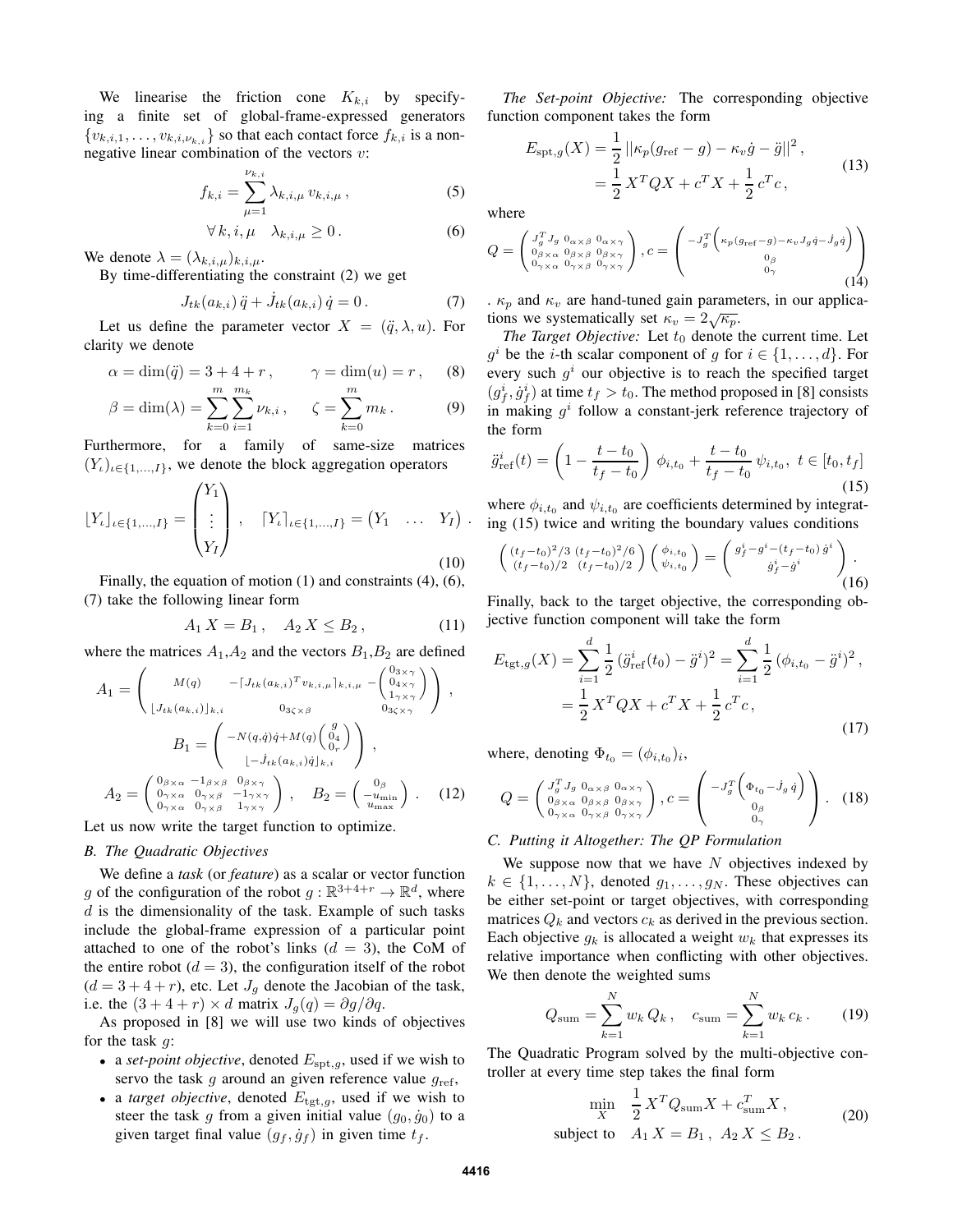We linearise the friction cone $K_{k,i}$ by specifying a finite set of global-frame-expressed generators $\{v_{k,i,1}, \ldots, v_{k,i,\nu_{k,i}}\}$ so that each contact force $f_{k,i}$ is a non-negative linear combination of the vectors $v$:

$$f_{k,i} = \sum_{\mu=1}^{\nu_{k,i}} \lambda_{k,i,\mu} \, v_{k,i,\mu} \,, \tag{5}$$

$$\forall \, k, i, \mu \quad \lambda_{k,i,\mu} \geq 0 \,. \tag{6}$$

We denote $\lambda = (\lambda_{k,i,\mu})_{k,i,\mu}$.

By time-differentiating the constraint (2) we get

$$J_{tk}(a_{k,i}) \, \ddot{q} + \dot{J}_{tk}(a_{k,i}) \, \dot{q} = 0 \,. \tag{7}$$

Let us define the parameter vector $X = (\ddot{q}, \lambda, u)$. For clarity we denote

$$\alpha = \dim(\ddot{q}) = 3 + 4 + r \,, \qquad \gamma = \dim(u) = r \,, \tag{8}$$

$$\beta = \dim(\lambda) = \sum_{k=0}^{m} \sum_{i=1}^{m_k} \nu_{k,i} \,, \qquad \zeta = \sum_{k=0}^{m} m_k \,. \tag{9}$$

Furthermore, for a family of same-size matrices $(Y_\iota)_{\iota \in \{1,\ldots,I\}}$, we denote the block aggregation operators

$$\lfloor Y_\iota \rfloor_{\iota \in \{1,\ldots,I\}} = \begin{pmatrix} Y_1 \\ \vdots \\ Y_I \end{pmatrix} , \quad \lceil Y_\iota \rceil_{\iota \in \{1,\ldots,I\}} = \begin{pmatrix} Y_1 & \ldots & Y_I \end{pmatrix} . \tag{10}$$

Finally, the equation of motion (1) and constraints (4), (6), (7) take the following linear form

$$A_1 \, X = B_1 \,, \quad A_2 \, X \leq B_2 \,, \tag{11}$$

where the matrices $A_1$,$A_2$ and the vectors $B_1$,$B_2$ are defined

$$A_1 = \begin{pmatrix} M(q) & -\lceil J_{tk}(a_{k,i})^T v_{k,i,\mu} \rceil_{k,i,\mu} & -\begin{pmatrix} 0_{3\times\gamma} \\ 0_{4\times\gamma} \\ 1_{\gamma\times\gamma} \end{pmatrix} \\ \lfloor J_{tk}(a_{k,i}) \rfloor_{k,i} & 0_{3\zeta\times\beta} & 0_{3\zeta\times\gamma} \end{pmatrix} ,$$

$$B_1 = \begin{pmatrix} -N(q,\dot{q})\dot{q} + M(q) \begin{pmatrix} g \\ 0_4 \\ 0_r \end{pmatrix} \\ \lfloor -\dot{J}_{tk}(a_{k,i})\dot{q} \rfloor_{k,i} \end{pmatrix} ,$$

$$A_2 = \begin{pmatrix} 0_{\beta\times\alpha} & -1_{\beta\times\beta} & 0_{\beta\times\gamma} \\ 0_{\gamma\times\alpha} & 0_{\gamma\times\beta} & -1_{\gamma\times\gamma} \\ 0_{\gamma\times\alpha} & 0_{\gamma\times\beta} & 1_{\gamma\times\gamma} \end{pmatrix} , \quad B_2 = \begin{pmatrix} 0_\beta \\ -u_{\min} \\ u_{\max} \end{pmatrix} . \tag{12}$$

Let us now write the target function to optimize.

### B. The Quadratic Objectives

We define a *task* (or *feature*) as a scalar or vector function $g$ of the configuration of the robot $g : \mathbb{R}^{3+4+r} \to \mathbb{R}^d$, where $d$ is the dimensionality of the task. Example of such tasks include the global-frame expression of a particular point attached to one of the robot's links ($d = 3$), the CoM of the entire robot ($d = 3$), the configuration itself of the robot ($d = 3 + 4 + r$), etc. Let $J_g$ denote the Jacobian of the task, i.e. the $(3 + 4 + r) \times d$ matrix $J_g(q) = \partial g / \partial q$.

As proposed in [8] we will use two kinds of objectives for the task $g$:

- a *set-point objective*, denoted $E_{\mathrm{spt},g}$, used if we wish to servo the task $g$ around an given reference value $g_{\mathrm{ref}}$,
- a *target objective*, denoted $E_{\mathrm{tgt},g}$, used if we wish to steer the task $g$ from a given initial value $(g_0, \dot{g}_0)$ to a given target final value $(g_f, \dot{g}_f)$ in given time $t_f$.

*The Set-point Objective:* The corresponding objective function component takes the form

$$\begin{aligned} E_{\mathrm{spt},g}(X) &= \frac{1}{2} \left|\left| \kappa_p (g_{\mathrm{ref}} - g) - \kappa_v \dot{g} - \ddot{g} \right|\right|^2 , \\ &= \frac{1}{2} \, X^T Q X + c^T X + \frac{1}{2} \, c^T c \,, \end{aligned} \tag{13}$$

where

$$Q = \begin{pmatrix} J_g^T J_g & 0_{\alpha\times\beta} & 0_{\alpha\times\gamma} \\ 0_{\beta\times\alpha} & 0_{\beta\times\beta} & 0_{\beta\times\gamma} \\ 0_{\gamma\times\alpha} & 0_{\gamma\times\beta} & 0_{\gamma\times\gamma} \end{pmatrix} , c = \begin{pmatrix} -J_g^T \Big( \kappa_p (g_{\mathrm{ref}} - g) - \kappa_v J_g \dot{q} - \dot{J}_g \dot{q} \Big) \\ 0_\beta \\ 0_\gamma \end{pmatrix} \tag{14}$$

. $\kappa_p$ and $\kappa_v$ are hand-tuned gain parameters, in our applications we systematically set $\kappa_v = 2\sqrt{\kappa_p}$.

*The Target Objective:* Let $t_0$ denote the current time. Let $g^i$ be the $i$-th scalar component of $g$ for $i \in \{1, \ldots, d\}$. For every such $g^i$ our objective is to reach the specified target $(g_f^i, \dot{g}_f^i)$ at time $t_f > t_0$. The method proposed in [8] consists in making $g^i$ follow a constant-jerk reference trajectory of the form

$$\ddot{g}^i_{\mathrm{ref}}(t) = \left( 1 - \frac{t - t_0}{t_f - t_0} \right) \phi_{i,t_0} + \frac{t - t_0}{t_f - t_0} \, \psi_{i,t_0} \,, \;\; t \in [t_0, t_f] \tag{15}$$

where $\phi_{i,t_0}$ and $\psi_{i,t_0}$ are coefficients determined by integrating (15) twice and writing the boundary values conditions

$$\begin{pmatrix} (t_f - t_0)^2/3 & (t_f - t_0)^2/6 \\ (t_f - t_0)/2 & (t_f - t_0)/2 \end{pmatrix} \begin{pmatrix} \phi_{i,t_0} \\ \psi_{i,t_0} \end{pmatrix} = \begin{pmatrix} g_f^i - g^i - (t_f - t_0) \, \dot{g}^i \\ \dot{g}_f^i - \dot{g}^i \end{pmatrix} . \tag{16}$$

Finally, back to the target objective, the corresponding objective function component will take the form

$$\begin{aligned} E_{\mathrm{tgt},g}(X) &= \sum_{i=1}^{d} \frac{1}{2} \, (\ddot{g}^i_{\mathrm{ref}}(t_0) - \ddot{g}^i)^2 = \sum_{i=1}^{d} \frac{1}{2} \, (\phi_{i,t_0} - \ddot{g}^i)^2 \,, \\ &= \frac{1}{2} \, X^T Q X + c^T X + \frac{1}{2} \, c^T c \,, \end{aligned} \tag{17}$$

where, denoting $\Phi_{t_0} = (\phi_{i,t_0})_i$,

$$Q = \begin{pmatrix} J_g^T J_g & 0_{\alpha\times\beta} & 0_{\alpha\times\gamma} \\ 0_{\beta\times\alpha} & 0_{\beta\times\beta} & 0_{\beta\times\gamma} \\ 0_{\gamma\times\alpha} & 0_{\gamma\times\beta} & 0_{\gamma\times\gamma} \end{pmatrix} , c = \begin{pmatrix} -J_g^T \Big( \Phi_{t_0} - \dot{J}_g \, \dot{q} \Big) \\ 0_\beta \\ 0_\gamma \end{pmatrix} . \tag{18}$$

### C. Putting it Altogether: The QP Formulation

We suppose now that we have $N$ objectives indexed by $k \in \{1, \ldots, N\}$, denoted $g_1, \ldots, g_N$. These objectives can be either set-point or target objectives, with corresponding matrices $Q_k$ and vectors $c_k$ as derived in the previous section. Each objective $g_k$ is allocated a weight $w_k$ that expresses its relative importance when conflicting with other objectives. We then denote the weighted sums

$$Q_{\mathrm{sum}} = \sum_{k=1}^{N} w_k \, Q_k \,, \quad c_{\mathrm{sum}} = \sum_{k=1}^{N} w_k \, c_k \,. \tag{19}$$

The Quadratic Program solved by the multi-objective controller at every time step takes the final form

$$\begin{aligned} \min_X \quad & \frac{1}{2} \, X^T Q_{\mathrm{sum}} X + c_{\mathrm{sum}}^T X \,, \\ \text{subject to} \quad & A_1 \, X = B_1 \,, \; A_2 \, X \leq B_2 \,. \end{aligned} \tag{20}$$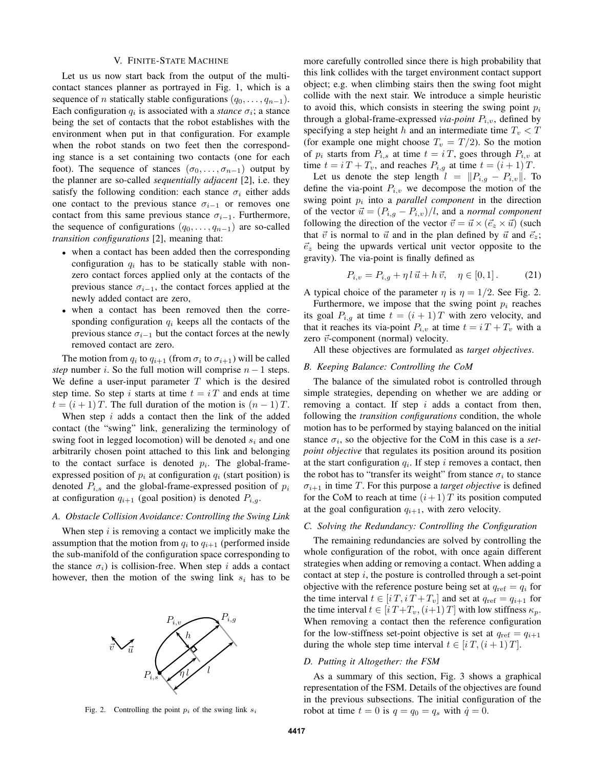## V. Finite-State Machine

Let us us now start back from the output of the multi-contact stances planner as portrayed in Fig. 1, which is a sequence of $n$ statically stable configurations $(q_0, \ldots, q_{n-1})$. Each configuration $q_i$ is associated with a *stance* $\sigma_i$; a stance being the set of contacts that the robot establishes with the environment when put in that configuration. For example when the robot stands on two feet then the corresponding stance is a set containing two contacts (one for each foot). The sequence of stances $(\sigma_0, \ldots, \sigma_{n-1})$ output by the planner are so-called *sequentially adjacent* [2], i.e. they satisfy the following condition: each stance $\sigma_i$ either adds one contact to the previous stance $\sigma_{i-1}$ or removes one contact from this same previous stance $\sigma_{i-1}$. Furthermore, the sequence of configurations $(q_0, \ldots, q_{n-1})$ are so-called *transition configurations* [2], meaning that:

- when a contact has been added then the corresponding configuration $q_i$ has to be statically stable with non-zero contact forces applied only at the contacts of the previous stance $\sigma_{i-1}$, the contact forces applied at the newly added contact are zero,
- when a contact has been removed then the corresponding configuration $q_i$ keeps all the contacts of the previous stance $\sigma_{i-1}$ but the contact forces at the newly removed contact are zero.

The motion from $q_i$ to $q_{i+1}$ (from $\sigma_i$ to $\sigma_{i+1}$) will be called *step* number $i$. So the full motion will comprise $n-1$ steps. We define a user-input parameter $T$ which is the desired step time. So step $i$ starts at time $t = i\,T$ and ends at time $t = (i+1)\,T$. The full duration of the motion is $(n-1)\,T$.

When step $i$ adds a contact then the link of the added contact (the "swing" link, generalizing the terminology of swing foot in legged locomotion) will be denoted $s_i$ and one arbitrarily chosen point attached to this link and belonging to the contact surface is denoted $p_i$. The global-frame-expressed position of $p_i$ at configuration $q_i$ (start position) is denoted $P_{i,s}$ and the global-frame-expressed position of $p_i$ at configuration $q_{i+1}$ (goal position) is denoted $P_{i,g}$.

### A. Obstacle Collision Avoidance: Controlling the Swing Link

When step $i$ is removing a contact we implicitly make the assumption that the motion from $q_i$ to $q_{i+1}$ (performed inside the sub-manifold of the configuration space corresponding to the stance $\sigma_i$) is collision-free. When step $i$ adds a contact however, then the motion of the swing link $s_i$ has to be more carefully controlled since there is high probability that this link collides with the target environment contact support object; e.g. when climbing stairs then the swing foot might collide with the next stair. We introduce a simple heuristic to avoid this, which consists in steering the swing point $p_i$ through a global-frame-expressed *via-point* $P_{i,v}$, defined by specifying a step height $h$ and an intermediate time $T_v < T$ (for example one might choose $T_v = T/2$). So the motion of $p_i$ starts from $P_{i,s}$ at time $t = i\,T$, goes through $P_{i,v}$ at time $t = i\,T + T_v$, and reaches $P_{i,g}$ at time $t = (i+1)\,T$.

Fig. 2. Controlling the point $p_i$ of the swing link $s_i$

Let us denote the step length $l = \|P_{i,g} - P_{i,v}\|$. To define the via-point $P_{i,v}$ we decompose the motion of the swing point $p_i$ into a *parallel component* in the direction of the vector $\vec{u} = (P_{i,g} - P_{i,v})/l$, and a *normal component* following the direction of the vector $\vec{v} = \vec{u} \times (\vec{e}_z \times \vec{u})$ (such that $\vec{v}$ is normal to $\vec{u}$ and in the plan defined by $\vec{u}$ and $\vec{e}_z$; $\vec{e}_z$ being the upwards vertical unit vector opposite to the gravity). The via-point is finally defined as

$$P_{i,v} = P_{i,g} + \eta\, l\, \vec{u} + h\, \vec{v}, \quad \eta \in [0, 1]\,. \tag{21}$$

A typical choice of the parameter $\eta$ is $\eta = 1/2$. See Fig. 2.

Furthermore, we impose that the swing point $p_i$ reaches its goal $P_{i,g}$ at time $t = (i+1)\,T$ with zero velocity, and that it reaches its via-point $P_{i,v}$ at time $t = i\,T + T_v$ with a zero $\vec{v}$-component (normal) velocity.

All these objectives are formulated as *target objectives*.

### B. Keeping Balance: Controlling the CoM

The balance of the simulated robot is controlled through simple strategies, depending on whether we are adding or removing a contact. If step $i$ adds a contact from then, following the *transition configurations* condition, the whole motion has to be performed by staying balanced on the initial stance $\sigma_i$, so the objective for the CoM in this case is a *set-point objective* that regulates its position around its position at the start configuration $q_i$. If step $i$ removes a contact, then the robot has to "transfer its weight" from stance $\sigma_i$ to stance $\sigma_{i+1}$ in time $T$. For this purpose a *target objective* is defined for the CoM to reach at time $(i+1)\,T$ its position computed at the goal configuration $q_{i+1}$, with zero velocity.

### C. Solving the Redundancy: Controlling the Configuration

The remaining redundancies are solved by controlling the whole configuration of the robot, with once again different strategies when adding or removing a contact. When adding a contact at step $i$, the posture is controlled through a set-point objective with the reference posture being set at $q_{\text{ref}} = q_i$ for the time interval $t \in [i\,T, i\,T + T_v]$ and set at $q_{\text{ref}} = q_{i+1}$ for the time interval $t \in [i\,T + T_v, (i+1)\,T]$ with low stiffness $\kappa_p$. When removing a contact then the reference configuration for the low-stiffness set-point objective is set at $q_{\text{ref}} = q_{i+1}$ during the whole step time interval $t \in [i\,T, (i+1)\,T]$.

### D. Putting it Altogether: the FSM

As a summary of this section, Fig. 3 shows a graphical representation of the FSM. Details of the objectives are found in the previous subsections. The initial configuration of the robot at time $t = 0$ is $q = q_0 = q_s$ with $\dot{q} = 0$.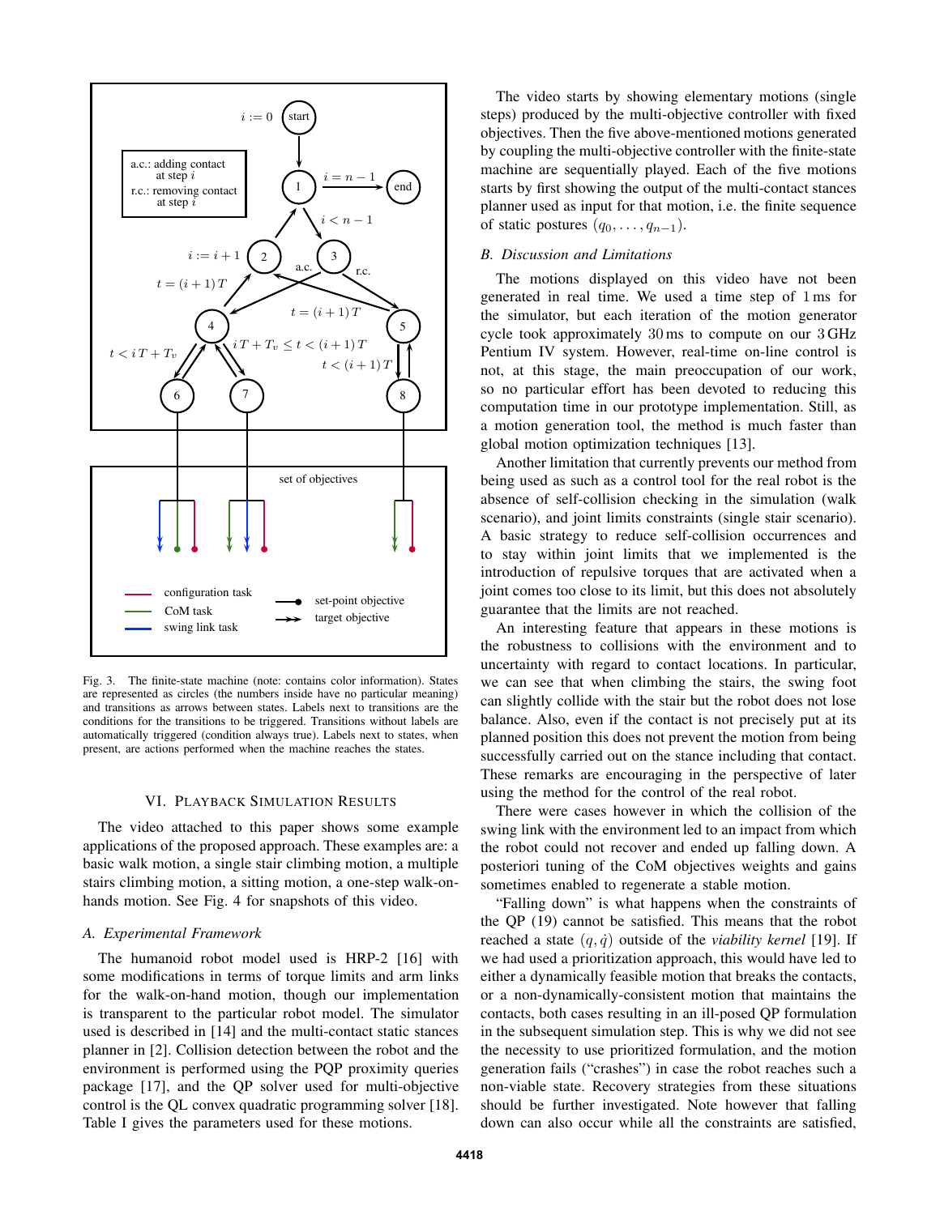$i := 0$

start

a.c.: adding contact at step $i$

r.c.: removing contact at step $i$

1

$i = n-1$

end

$i < n-1$

$i := i+1$

2

3

a.c.

r.c.

$t = (i+1)\,T$

$t = (i+1)\,T$

4

5

$t < iT + T_v$

$iT + T_v \le t < (i+1)\,T$

$t < (i+1)\,T$

6

7

8

set of objectives

configuration task

CoM task

swing link task

set-point objective

target objective

Fig. 3. The finite-state machine (note: contains color information). States are represented as circles (the numbers inside have no particular meaning) and transitions as arrows between states. Labels next to transitions are the conditions for the transitions to be triggered. Transitions without labels are automatically triggered (condition always true). Labels next to states, when present, are actions performed when the machine reaches the states.

## VI. Playback Simulation Results

The video attached to this paper shows some example applications of the proposed approach. These examples are: a basic walk motion, a single stair climbing motion, a multiple stairs climbing motion, a sitting motion, a one-step walk-on-hands motion. See Fig. 4 for snapshots of this video.

### A. Experimental Framework

The humanoid robot model used is HRP-2 [16] with some modifications in terms of torque limits and arm links for the walk-on-hand motion, though our implementation is transparent to the particular robot model. The simulator used is described in [14] and the multi-contact static stances planner in [2]. Collision detection between the robot and the environment is performed using the PQP proximity queries package [17], and the QP solver used for multi-objective control is the QL convex quadratic programming solver [18]. Table I gives the parameters used for these motions.

The video starts by showing elementary motions (single steps) produced by the multi-objective controller with fixed objectives. Then the five above-mentioned motions generated by coupling the multi-objective controller with the finite-state machine are sequentially played. Each of the five motions starts by first showing the output of the multi-contact stances planner used as input for that motion, i.e. the finite sequence of static postures $(q_0, \ldots, q_{n-1})$.

### B. Discussion and Limitations

The motions displayed on this video have not been generated in real time. We used a time step of 1 ms for the simulator, but each iteration of the motion generator cycle took approximately 30 ms to compute on our 3 GHz Pentium IV system. However, real-time on-line control is not, at this stage, the main preoccupation of our work, so no particular effort has been devoted to reducing this computation time in our prototype implementation. Still, as a motion generation tool, the method is much faster than global motion optimization techniques [13].

Another limitation that currently prevents our method from being used as such as a control tool for the real robot is the absence of self-collision checking in the simulation (walk scenario), and joint limits constraints (single stair scenario). A basic strategy to reduce self-collision occurrences and to stay within joint limits that we implemented is the introduction of repulsive torques that are activated when a joint comes too close to its limit, but this does not absolutely guarantee that the limits are not reached.

An interesting feature that appears in these motions is the robustness to collisions with the environment and to uncertainty with regard to contact locations. In particular, we can see that when climbing the stairs, the swing foot can slightly collide with the stair but the robot does not lose balance. Also, even if the contact is not precisely put at its planned position this does not prevent the motion from being successfully carried out on the stance including that contact. These remarks are encouraging in the perspective of later using the method for the control of the real robot.

There were cases however in which the collision of the swing link with the environment led to an impact from which the robot could not recover and ended up falling down. A posteriori tuning of the CoM objectives weights and gains sometimes enabled to regenerate a stable motion.

"Falling down" is what happens when the constraints of the QP (19) cannot be satisfied. This means that the robot reached a state $(q, \dot{q})$ outside of the *viability kernel* [19]. If we had used a prioritization approach, this would have led to either a dynamically feasible motion that breaks the contacts, or a non-dynamically-consistent motion that maintains the contacts, both cases resulting in an ill-posed QP formulation in the subsequent simulation step. This is why we did not see the necessity to use prioritized formulation, and the motion generation fails ("crashes") in case the robot reaches such a non-viable state. Recovery strategies from these situations should be further investigated. Note however that falling down can also occur while all the constraints are satisfied,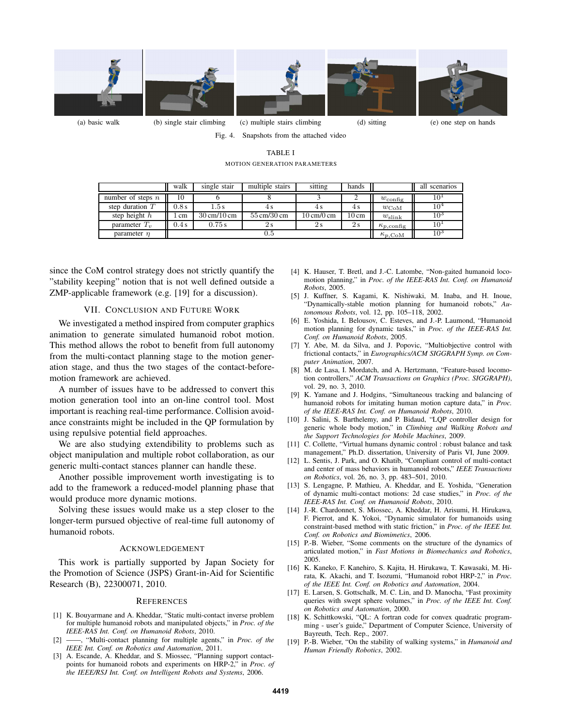(a) basic walk (b) single stair climbing (c) multiple stairs climbing (d) sitting (e) one step on hands

Fig. 4. Snapshots from the attached video

TABLE I
MOTION GENERATION PARAMETERS

| | walk | single stair | multiple stairs | sitting | hands | | all scenarios |
|---|---|---|---|---|---|---|---|
| number of steps $n$ | 10 | 6 | 8 | 3 | 2 | $w_{\text{config}}$ | $10^1$ |
| step duration $T$ | 0.8 s | 1.5 s | 4 s | 4 s | 4 s | $w_{\text{CoM}}$ | $10^4$ |
| step height $h$ | 1 cm | 30 cm/10 cm | 55 cm/30 cm | 10 cm/0 cm | 10 cm | $w_{\text{slink}}$ | $10^3$ |
| parameter $T_v$ | 0.4 s | 0.75 s | 2 s | 2 s | 2 s | $\kappa_{p,\text{config}}$ | $10^1$ |
| parameter $\eta$ | 0.5 | | | | | $\kappa_{p,\text{CoM}}$ | $10^3$ |

since the CoM control strategy does not strictly quantify the "stability keeping" notion that is not well defined outside a ZMP-applicable framework (e.g. [19] for a discussion).

## VII. Conclusion and Future Work

We investigated a method inspired from computer graphics animation to generate simulated humanoid robot motion. This method allows the robot to benefit from full autonomy from the multi-contact planning stage to the motion generation stage, and thus the two stages of the contact-before-motion framework are achieved.

A number of issues have to be addressed to convert this motion generation tool into an on-line control tool. Most important is reaching real-time performance. Collision avoidance constraints might be included in the QP formulation by using repulsive potential field approaches.

We are also studying extendibility to problems such as object manipulation and multiple robot collaboration, as our generic multi-contact stances planner can handle these.

Another possible improvement worth investigating is to add to the framework a reduced-model planning phase that would produce more dynamic motions.

Solving these issues would make us a step closer to the longer-term pursued objective of real-time full autonomy of humanoid robots.

## Acknowledgement

This work is partially supported by Japan Society for the Promotion of Science (JSPS) Grant-in-Aid for Scientific Research (B), 22300071, 2010.

## References

[1] K. Bouyarmane and A. Kheddar, "Static multi-contact inverse problem for multiple humanoid robots and manipulated objects," in *Proc. of the IEEE-RAS Int. Conf. on Humanoid Robots*, 2010.

[2] ——, "Multi-contact planning for multiple agents," in *Proc. of the IEEE Int. Conf. on Robotics and Automation*, 2011.

[3] A. Escande, A. Kheddar, and S. Miossec, "Planning support contact-points for humanoid robots and experiments on HRP-2," in *Proc. of the IEEE/RSJ Int. Conf. on Intelligent Robots and Systems*, 2006.

[4] K. Hauser, T. Bretl, and J.-C. Latombe, "Non-gaited humanoid locomotion planning," in *Proc. of the IEEE-RAS Int. Conf. on Humanoid Robots*, 2005.

[5] J. Kuffner, S. Kagami, K. Nishiwaki, M. Inaba, and H. Inoue, "Dynamically-stable motion planning for humanoid robots," *Autonomous Robots*, vol. 12, pp. 105–118, 2002.

[6] E. Yoshida, I. Belousov, C. Esteves, and J.-P. Laumond, "Humanoid motion planning for dynamic tasks," in *Proc. of the IEEE-RAS Int. Conf. on Humanoid Robots*, 2005.

[7] Y. Abe, M. da Silva, and J. Popovic, "Multiobjective control with frictional contacts," in *Eurographics/ACM SIGGRAPH Symp. on Computer Animation*, 2007.

[8] M. de Lasa, I. Mordatch, and A. Hertzmann, "Feature-based locomotion controllers," *ACM Transactions on Graphics (Proc. SIGGRAPH)*, vol. 29, no. 3, 2010.

[9] K. Yamane and J. Hodgins, "Simultaneous tracking and balancing of humanoid robots for imitating human motion capture data," in *Proc. of the IEEE-RAS Int. Conf. on Humanoid Robots*, 2010.

[10] J. Salini, S. Barthelemy, and P. Bidaud, "LQP controller design for generic whole body motion," in *Climbing and Walking Robots and the Support Technologies for Mobile Machines*, 2009.

[11] C. Collette, "Virtual humans dynamic control : robust balance and task management," Ph.D. dissertation, University of Paris VI, June 2009.

[12] L. Sentis, J. Park, and O. Khatib, "Compliant control of multi-contact and center of mass behaviors in humanoid robots," *IEEE Transactions on Robotics*, vol. 26, no. 3, pp. 483–501, 2010.

[13] S. Lengagne, P. Mathieu, A. Kheddar, and E. Yoshida, "Generation of dynamic multi-contact motions: 2d case studies," in *Proc. of the IEEE-RAS Int. Conf. on Humanoid Robots*, 2010.

[14] J.-R. Chardonnet, S. Miossec, A. Kheddar, H. Arisumi, H. Hirukawa, F. Pierrot, and K. Yokoi, "Dynamic simulator for humanoids using constraint-based method with static friction," in *Proc. of the IEEE Int. Conf. on Robotics and Biomimetics*, 2006.

[15] P.-B. Wieber, "Some comments on the structure of the dynamics of articulated motion," in *Fast Motions in Biomechanics and Robotics*, 2005.

[16] K. Kaneko, F. Kanehiro, S. Kajita, H. Hirukawa, T. Kawasaki, M. Hirata, K. Akachi, and T. Isozumi, "Humanoid robot HRP-2," in *Proc. of the IEEE Int. Conf. on Robotics and Automation*, 2004.

[17] E. Larsen, S. Gottschalk, M. C. Lin, and D. Manocha, "Fast proximity queries with swept sphere volumes," in *Proc. of the IEEE Int. Conf. on Robotics and Automation*, 2000.

[18] K. Schittkowski, "QL: A fortran code for convex quadratic programming - user's guide," Department of Computer Science, University of Bayreuth, Tech. Rep., 2007.

[19] P.-B. Wieber, "On the stability of walking systems," in *Humanoid and Human Friendly Robotics*, 2002.